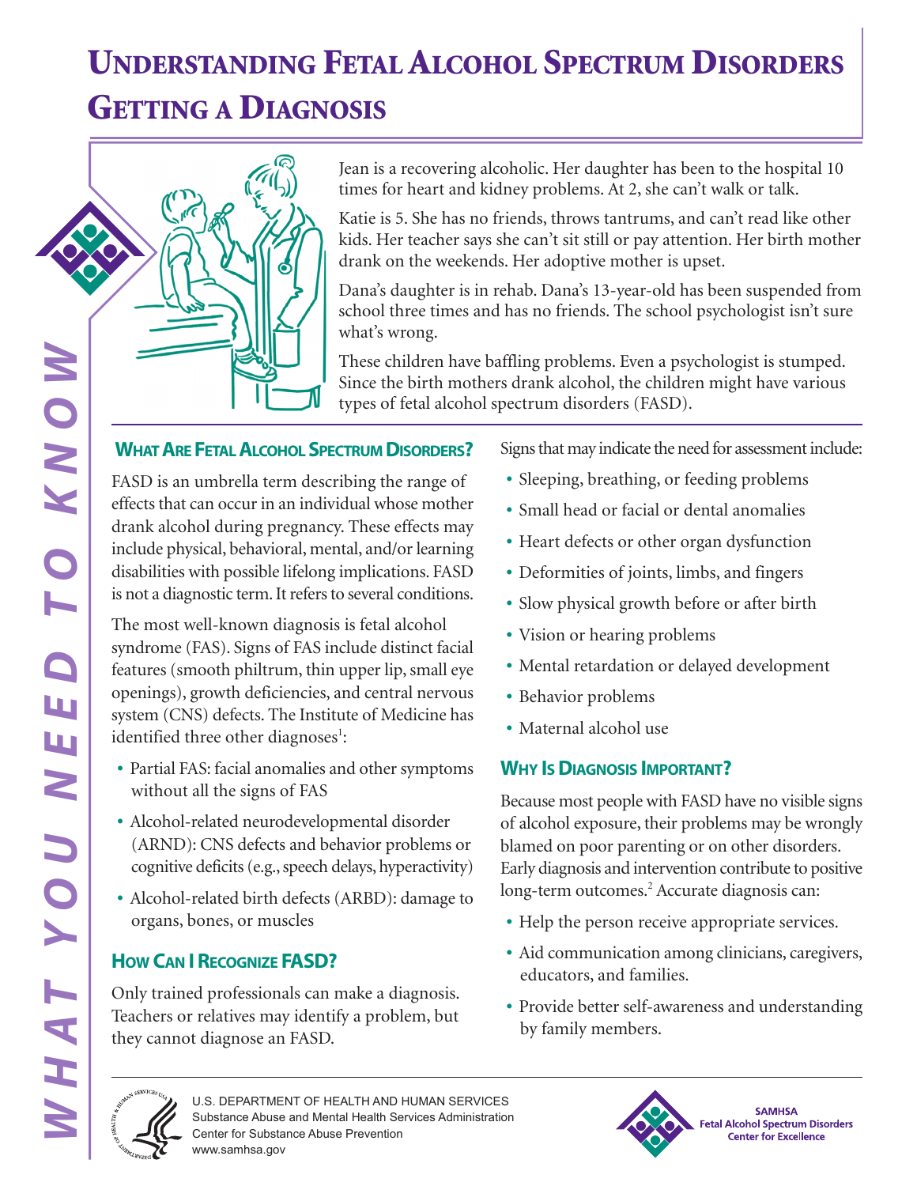# Understanding Fetal Alcohol Spectrum Disorders
# Getting a Diagnosis

*What You Need to Know*

Jean is a recovering alcoholic. Her daughter has been to the hospital 10 times for heart and kidney problems. At 2, she can't walk or talk.

Katie is 5. She has no friends, throws tantrums, and can't read like other kids. Her teacher says she can't sit still or pay attention. Her birth mother drank on the weekends. Her adoptive mother is upset.

Dana's daughter is in rehab. Dana's 13-year-old has been suspended from school three times and has no friends. The school psychologist isn't sure what's wrong.

These children have baffling problems. Even a psychologist is stumped. Since the birth mothers drank alcohol, the children might have various types of fetal alcohol spectrum disorders (FASD).

## What Are Fetal Alcohol Spectrum Disorders?

FASD is an umbrella term describing the range of effects that can occur in an individual whose mother drank alcohol during pregnancy. These effects may include physical, behavioral, mental, and/or learning disabilities with possible lifelong implications. FASD is not a diagnostic term. It refers to several conditions.

The most well-known diagnosis is fetal alcohol syndrome (FAS). Signs of FAS include distinct facial features (smooth philtrum, thin upper lip, small eye openings), growth deficiencies, and central nervous system (CNS) defects. The Institute of Medicine has identified three other diagnoses[1]:

- Partial FAS: facial anomalies and other symptoms without all the signs of FAS
- Alcohol-related neurodevelopmental disorder (ARND): CNS defects and behavior problems or cognitive deficits (e.g., speech delays, hyperactivity)
- Alcohol-related birth defects (ARBD): damage to organs, bones, or muscles

## How Can I Recognize FASD?

Only trained professionals can make a diagnosis. Teachers or relatives may identify a problem, but they cannot diagnose an FASD.

Signs that may indicate the need for assessment include:

- Sleeping, breathing, or feeding problems
- Small head or facial or dental anomalies
- Heart defects or other organ dysfunction
- Deformities of joints, limbs, and fingers
- Slow physical growth before or after birth
- Vision or hearing problems
- Mental retardation or delayed development
- Behavior problems
- Maternal alcohol use

## Why Is Diagnosis Important?

Because most people with FASD have no visible signs of alcohol exposure, their problems may be wrongly blamed on poor parenting or on other disorders. Early diagnosis and intervention contribute to positive long-term outcomes.[2] Accurate diagnosis can:

- Help the person receive appropriate services.
- Aid communication among clinicians, caregivers, educators, and families.
- Provide better self-awareness and understanding by family members.

U.S. DEPARTMENT OF HEALTH AND HUMAN SERVICES
Substance Abuse and Mental Health Services Administration
Center for Substance Abuse Prevention
www.samhsa.gov

SAMHSA
Fetal Alcohol Spectrum Disorders
Center for Excellence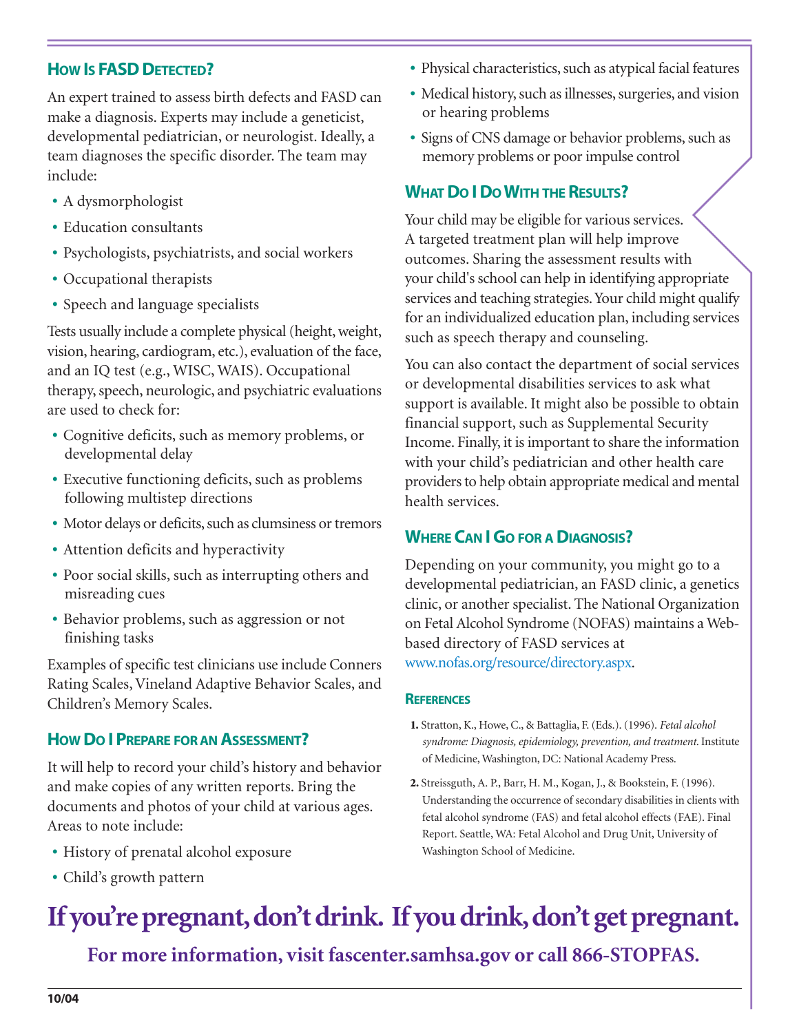## How Is FASD Detected?

An expert trained to assess birth defects and FASD can make a diagnosis. Experts may include a geneticist, developmental pediatrician, or neurologist. Ideally, a team diagnoses the specific disorder. The team may include:

- A dysmorphologist
- Education consultants
- Psychologists, psychiatrists, and social workers
- Occupational therapists
- Speech and language specialists

Tests usually include a complete physical (height, weight, vision, hearing, cardiogram, etc.), evaluation of the face, and an IQ test (e.g., WISC, WAIS). Occupational therapy, speech, neurologic, and psychiatric evaluations are used to check for:

- Cognitive deficits, such as memory problems, or developmental delay
- Executive functioning deficits, such as problems following multistep directions
- Motor delays or deficits, such as clumsiness or tremors
- Attention deficits and hyperactivity
- Poor social skills, such as interrupting others and misreading cues
- Behavior problems, such as aggression or not finishing tasks

Examples of specific test clinicians use include Conners Rating Scales, Vineland Adaptive Behavior Scales, and Children's Memory Scales.

## How Do I Prepare for an Assessment?

It will help to record your child's history and behavior and make copies of any written reports. Bring the documents and photos of your child at various ages. Areas to note include:

- History of prenatal alcohol exposure
- Child's growth pattern
- Physical characteristics, such as atypical facial features
- Medical history, such as illnesses, surgeries, and vision or hearing problems
- Signs of CNS damage or behavior problems, such as memory problems or poor impulse control

## What Do I Do With the Results?

Your child may be eligible for various services. A targeted treatment plan will help improve outcomes. Sharing the assessment results with your child's school can help in identifying appropriate services and teaching strategies. Your child might qualify for an individualized education plan, including services such as speech therapy and counseling.

You can also contact the department of social services or developmental disabilities services to ask what support is available. It might also be possible to obtain financial support, such as Supplemental Security Income. Finally, it is important to share the information with your child's pediatrician and other health care providers to help obtain appropriate medical and mental health services.

## Where Can I Go for a Diagnosis?

Depending on your community, you might go to a developmental pediatrician, an FASD clinic, a genetics clinic, or another specialist. The National Organization on Fetal Alcohol Syndrome (NOFAS) maintains a Web-based directory of FASD services at www.nofas.org/resource/directory.aspx.

### References

1. Stratton, K., Howe, C., & Battaglia, F. (Eds.). (1996). *Fetal alcohol syndrome: Diagnosis, epidemiology, prevention, and treatment.* Institute of Medicine, Washington, DC: National Academy Press.
2. Streissguth, A. P., Barr, H. M., Kogan, J., & Bookstein, F. (1996). Understanding the occurrence of secondary disabilities in clients with fetal alcohol syndrome (FAS) and fetal alcohol effects (FAE). Final Report. Seattle, WA: Fetal Alcohol and Drug Unit, University of Washington School of Medicine.

# If you're pregnant, don't drink. If you drink, don't get pregnant.

**For more information, visit fascenter.samhsa.gov or call 866-STOPFAS.**

10/04